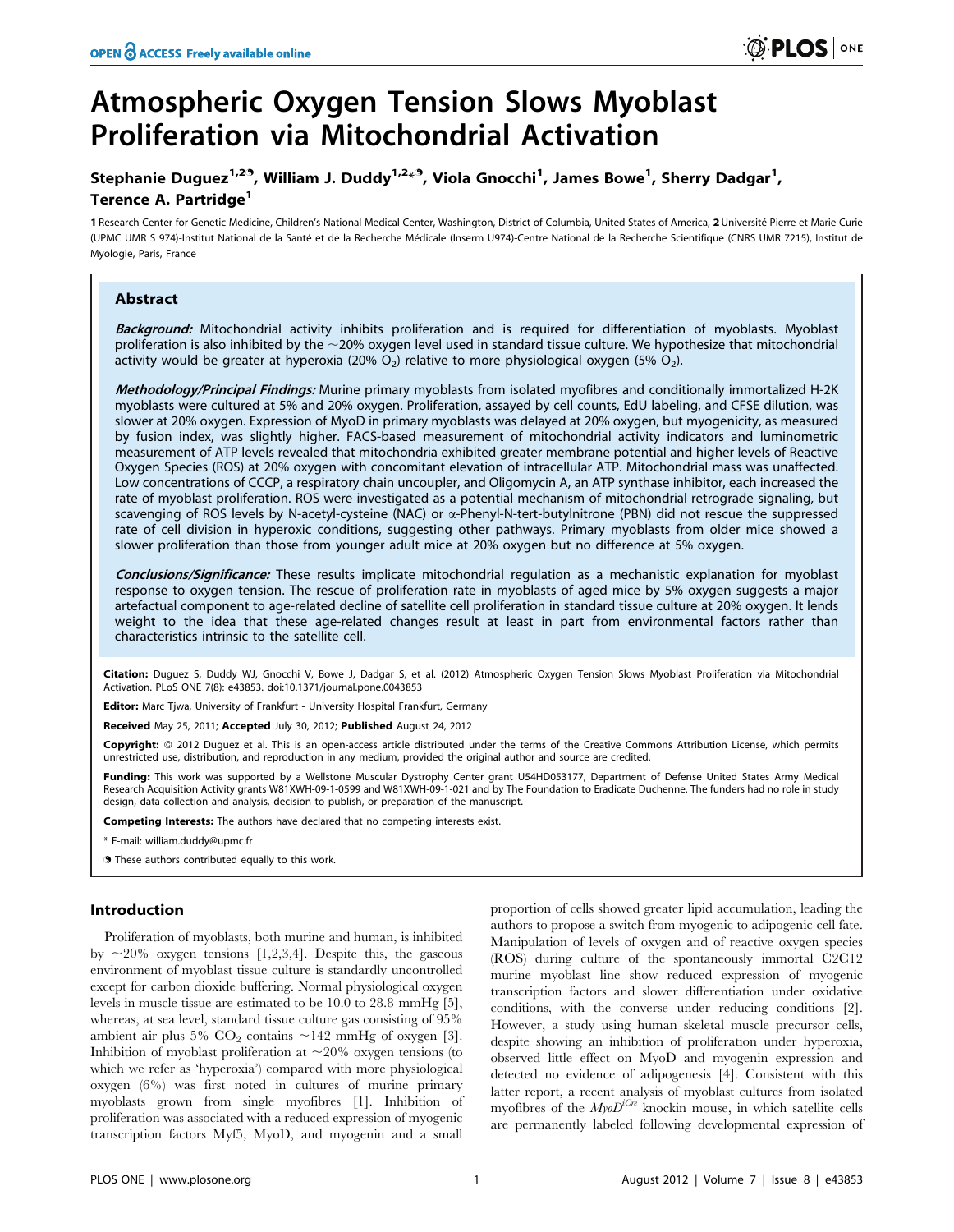# Atmospheric Oxygen Tension Slows Myoblast Proliferation via Mitochondrial Activation

**Stephanie Duguez[1,2], William J. Duddy[1,2*], Viola Gnocchi[1], James Bowe[1], Sherry Dadgar[1], Terence A. Partridge[1]**

**1** Research Center for Genetic Medicine, Children's National Medical Center, Washington, District of Columbia, United States of America, **2** Université Pierre et Marie Curie (UPMC UMR S 974)-Institut National de la Santé et de la Recherche Médicale (Inserm U974)-Centre National de la Recherche Scientifique (CNRS UMR 7215), Institut de Myologie, Paris, France

## Abstract

***Background:*** Mitochondrial activity inhibits proliferation and is required for differentiation of myoblasts. Myoblast proliferation is also inhibited by the ~20% oxygen level used in standard tissue culture. We hypothesize that mitochondrial activity would be greater at hyperoxia (20% $O_2$) relative to more physiological oxygen (5% $O_2$).

***Methodology/Principal Findings:*** Murine primary myoblasts from isolated myofibres and conditionally immortalized H-2K myoblasts were cultured at 5% and 20% oxygen. Proliferation, assayed by cell counts, EdU labeling, and CFSE dilution, was slower at 20% oxygen. Expression of MyoD in primary myoblasts was delayed at 20% oxygen, but myogenicity, as measured by fusion index, was slightly higher. FACS-based measurement of mitochondrial activity indicators and luminometric measurement of ATP levels revealed that mitochondria exhibited greater membrane potential and higher levels of Reactive Oxygen Species (ROS) at 20% oxygen with concomitant elevation of intracellular ATP. Mitochondrial mass was unaffected. Low concentrations of CCCP, a respiratory chain uncoupler, and Oligomycin A, an ATP synthase inhibitor, each increased the rate of myoblast proliferation. ROS were investigated as a potential mechanism of mitochondrial retrograde signaling, but scavenging of ROS levels by N-acetyl-cysteine (NAC) or α-Phenyl-N-tert-butylnitrone (PBN) did not rescue the suppressed rate of cell division in hyperoxic conditions, suggesting other pathways. Primary myoblasts from older mice showed a slower proliferation than those from younger adult mice at 20% oxygen but no difference at 5% oxygen.

***Conclusions/Significance:*** These results implicate mitochondrial regulation as a mechanistic explanation for myoblast response to oxygen tension. The rescue of proliferation rate in myoblasts of aged mice by 5% oxygen suggests a major artefactual component to age-related decline of satellite cell proliferation in standard tissue culture at 20% oxygen. It lends weight to the idea that these age-related changes result at least in part from environmental factors rather than characteristics intrinsic to the satellite cell.

**Citation:** Duguez S, Duddy WJ, Gnocchi V, Bowe J, Dadgar S, et al. (2012) Atmospheric Oxygen Tension Slows Myoblast Proliferation via Mitochondrial Activation. PLoS ONE 7(8): e43853. doi:10.1371/journal.pone.0043853

**Editor:** Marc Tjwa, University of Frankfurt - University Hospital Frankfurt, Germany

**Received** May 25, 2011; **Accepted** July 30, 2012; **Published** August 24, 2012

**Copyright:** © 2012 Duguez et al. This is an open-access article distributed under the terms of the Creative Commons Attribution License, which permits unrestricted use, distribution, and reproduction in any medium, provided the original author and source are credited.

**Funding:** This work was supported by a Wellstone Muscular Dystrophy Center grant U54HD053177, Department of Defense United States Army Medical Research Acquisition Activity grants W81XWH-09-1-0599 and W81XWH-09-1-021 and by The Foundation to Eradicate Duchenne. The funders had no role in study design, data collection and analysis, decision to publish, or preparation of the manuscript.

**Competing Interests:** The authors have declared that no competing interests exist.

\* E-mail: william.duddy@upmc.fr

These authors contributed equally to this work.

## Introduction

Proliferation of myoblasts, both murine and human, is inhibited by ~20% oxygen tensions [1,2,3,4]. Despite this, the gaseous environment of myoblast tissue culture is standardly uncontrolled except for carbon dioxide buffering. Normal physiological oxygen levels in muscle tissue are estimated to be 10.0 to 28.8 mmHg [5], whereas, at sea level, standard tissue culture gas consisting of 95% ambient air plus 5% $CO_2$ contains ~142 mmHg of oxygen [3]. Inhibition of myoblast proliferation at ~20% oxygen tensions (to which we refer as 'hyperoxia') compared with more physiological oxygen (6%) was first noted in cultures of murine primary myoblasts grown from single myofibres [1]. Inhibition of proliferation was associated with a reduced expression of myogenic transcription factors Myf5, MyoD, and myogenin and a small proportion of cells showed greater lipid accumulation, leading the authors to propose a switch from myogenic to adipogenic cell fate. Manipulation of levels of oxygen and of reactive oxygen species (ROS) during culture of the spontaneously immortal C2C12 murine myoblast line show reduced expression of myogenic transcription factors and slower differentiation under oxidative conditions, with the converse under reducing conditions [2]. However, a study using human skeletal muscle precursor cells, despite showing an inhibition of proliferation under hyperoxia, observed little effect on MyoD and myogenin expression and detected no evidence of adipogenesis [4]. Consistent with this latter report, a recent analysis of myoblast cultures from isolated myofibres of the *MyoD*$^{iCre}$ knockin mouse, in which satellite cells are permanently labeled following developmental expression of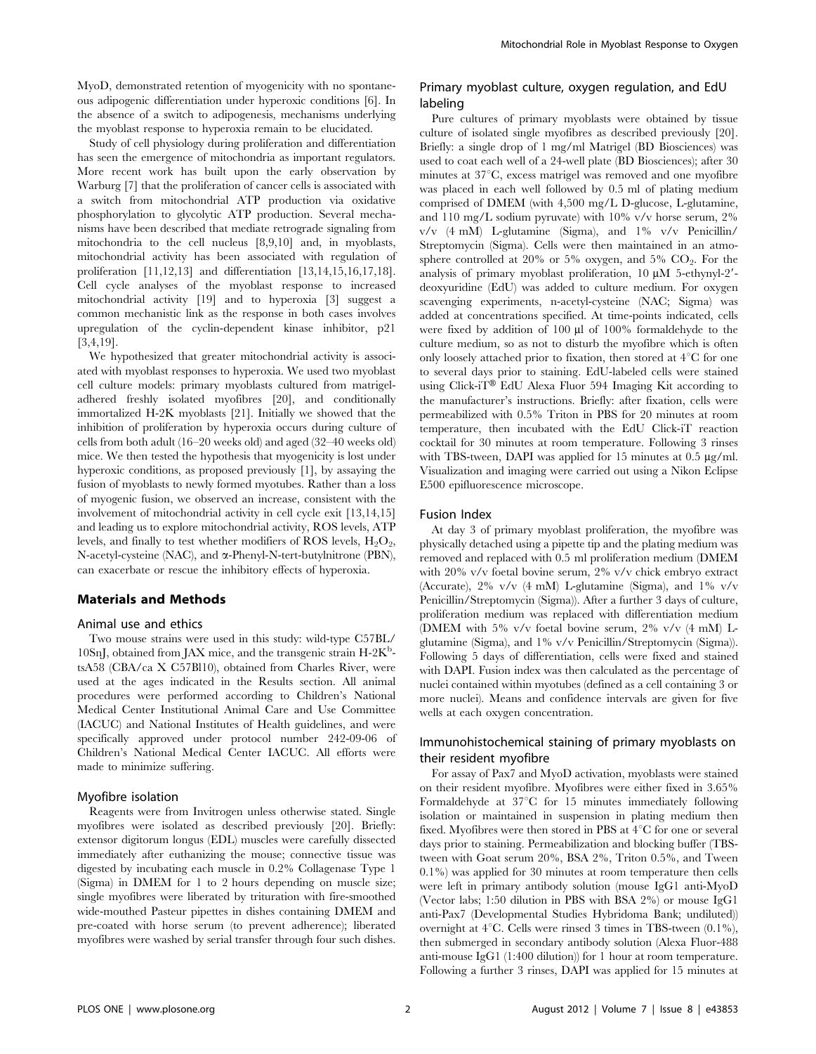MyoD, demonstrated retention of myogenicity with no spontaneous adipogenic differentiation under hyperoxic conditions [6]. In the absence of a switch to adipogenesis, mechanisms underlying the myoblast response to hyperoxia remain to be elucidated.

Study of cell physiology during proliferation and differentiation has seen the emergence of mitochondria as important regulators. More recent work has built upon the early observation by Warburg [7] that the proliferation of cancer cells is associated with a switch from mitochondrial ATP production via oxidative phosphorylation to glycolytic ATP production. Several mechanisms have been described that mediate retrograde signaling from mitochondria to the cell nucleus [8,9,10] and, in myoblasts, mitochondrial activity has been associated with regulation of proliferation [11,12,13] and differentiation [13,14,15,16,17,18]. Cell cycle analyses of the myoblast response to increased mitochondrial activity [19] and to hyperoxia [3] suggest a common mechanistic link as the response in both cases involves upregulation of the cyclin-dependent kinase inhibitor, p21 [3,4,19].

We hypothesized that greater mitochondrial activity is associated with myoblast responses to hyperoxia. We used two myoblast cell culture models: primary myoblasts cultured from matrigel-adhered freshly isolated myofibres [20], and conditionally immortalized H-2K myoblasts [21]. Initially we showed that the inhibition of proliferation by hyperoxia occurs during culture of cells from both adult (16–20 weeks old) and aged (32–40 weeks old) mice. We then tested the hypothesis that myogenicity is lost under hyperoxic conditions, as proposed previously [1], by assaying the fusion of myoblasts to newly formed myotubes. Rather than a loss of myogenic fusion, we observed an increase, consistent with the involvement of mitochondrial activity in cell cycle exit [13,14,15] and leading us to explore mitochondrial activity, ROS levels, ATP levels, and finally to test whether modifiers of ROS levels, $H_2O_2$, N-acetyl-cysteine (NAC), and α-Phenyl-N-tert-butylnitrone (PBN), can exacerbate or rescue the inhibitory effects of hyperoxia.

## Materials and Methods

### Animal use and ethics

Two mouse strains were used in this study: wild-type C57BL/10SnJ, obtained from JAX mice, and the transgenic strain H-2K$^b$-tsA58 (CBA/ca X C57Bl10), obtained from Charles River, were used at the ages indicated in the Results section. All animal procedures were performed according to Children's National Medical Center Institutional Animal Care and Use Committee (IACUC) and National Institutes of Health guidelines, and were specifically approved under protocol number 242-09-06 of Children's National Medical Center IACUC. All efforts were made to minimize suffering.

### Myofibre isolation

Reagents were from Invitrogen unless otherwise stated. Single myofibres were isolated as described previously [20]. Briefly: extensor digitorum longus (EDL) muscles were carefully dissected immediately after euthanizing the mouse; connective tissue was digested by incubating each muscle in 0.2% Collagenase Type 1 (Sigma) in DMEM for 1 to 2 hours depending on muscle size; single myofibres were liberated by trituration with fire-smoothed wide-mouthed Pasteur pipettes in dishes containing DMEM and pre-coated with horse serum (to prevent adherence); liberated myofibres were washed by serial transfer through four such dishes.

### Primary myoblast culture, oxygen regulation, and EdU labeling

Pure cultures of primary myoblasts were obtained by tissue culture of isolated single myofibres as described previously [20]. Briefly: a single drop of 1 mg/ml Matrigel (BD Biosciences) was used to coat each well of a 24-well plate (BD Biosciences); after 30 minutes at 37°C, excess matrigel was removed and one myofibre was placed in each well followed by 0.5 ml of plating medium comprised of DMEM (with 4,500 mg/L D-glucose, L-glutamine, and 110 mg/L sodium pyruvate) with 10% v/v horse serum, 2% v/v (4 mM) L-glutamine (Sigma), and 1% v/v Penicillin/Streptomycin (Sigma). Cells were then maintained in an atmosphere controlled at 20% or 5% oxygen, and 5% $CO_2$. For the analysis of primary myoblast proliferation, 10 µM 5-ethynyl-2′-deoxyuridine (EdU) was added to culture medium. For oxygen scavenging experiments, n-acetyl-cysteine (NAC; Sigma) was added at concentrations specified. At time-points indicated, cells were fixed by addition of 100 µl of 100% formaldehyde to the culture medium, so as not to disturb the myofibre which is often only loosely attached prior to fixation, then stored at 4°C for one to several days prior to staining. EdU-labeled cells were stained using Click-iT® EdU Alexa Fluor 594 Imaging Kit according to the manufacturer's instructions. Briefly: after fixation, cells were permeabilized with 0.5% Triton in PBS for 20 minutes at room temperature, then incubated with the EdU Click-iT reaction cocktail for 30 minutes at room temperature. Following 3 rinses with TBS-tween, DAPI was applied for 15 minutes at 0.5 µg/ml. Visualization and imaging were carried out using a Nikon Eclipse E500 epifluorescence microscope.

### Fusion Index

At day 3 of primary myoblast proliferation, the myofibre was physically detached using a pipette tip and the plating medium was removed and replaced with 0.5 ml proliferation medium (DMEM with 20% v/v foetal bovine serum, 2% v/v chick embryo extract (Accurate), 2% v/v (4 mM) L-glutamine (Sigma), and 1% v/v Penicillin/Streptomycin (Sigma)). After a further 3 days of culture, proliferation medium was replaced with differentiation medium (DMEM with 5% v/v foetal bovine serum, 2% v/v (4 mM) L-glutamine (Sigma), and 1% v/v Penicillin/Streptomycin (Sigma)). Following 5 days of differentiation, cells were fixed and stained with DAPI. Fusion index was then calculated as the percentage of nuclei contained within myotubes (defined as a cell containing 3 or more nuclei). Means and confidence intervals are given for five wells at each oxygen concentration.

### Immunohistochemical staining of primary myoblasts on their resident myofibre

For assay of Pax7 and MyoD activation, myoblasts were stained on their resident myofibre. Myofibres were either fixed in 3.65% Formaldehyde at 37°C for 15 minutes immediately following isolation or maintained in suspension in plating medium then fixed. Myofibres were then stored in PBS at 4°C for one or several days prior to staining. Permeabilization and blocking buffer (TBS-tween with Goat serum 20%, BSA 2%, Triton 0.5%, and Tween 0.1%) was applied for 30 minutes at room temperature then cells were left in primary antibody solution (mouse IgG1 anti-MyoD (Vector labs; 1:50 dilution in PBS with BSA 2%) or mouse IgG1 anti-Pax7 (Developmental Studies Hybridoma Bank; undiluted)) overnight at 4°C. Cells were rinsed 3 times in TBS-tween (0.1%), then submerged in secondary antibody solution (Alexa Fluor-488 anti-mouse IgG1 (1:400 dilution)) for 1 hour at room temperature. Following a further 3 rinses, DAPI was applied for 15 minutes at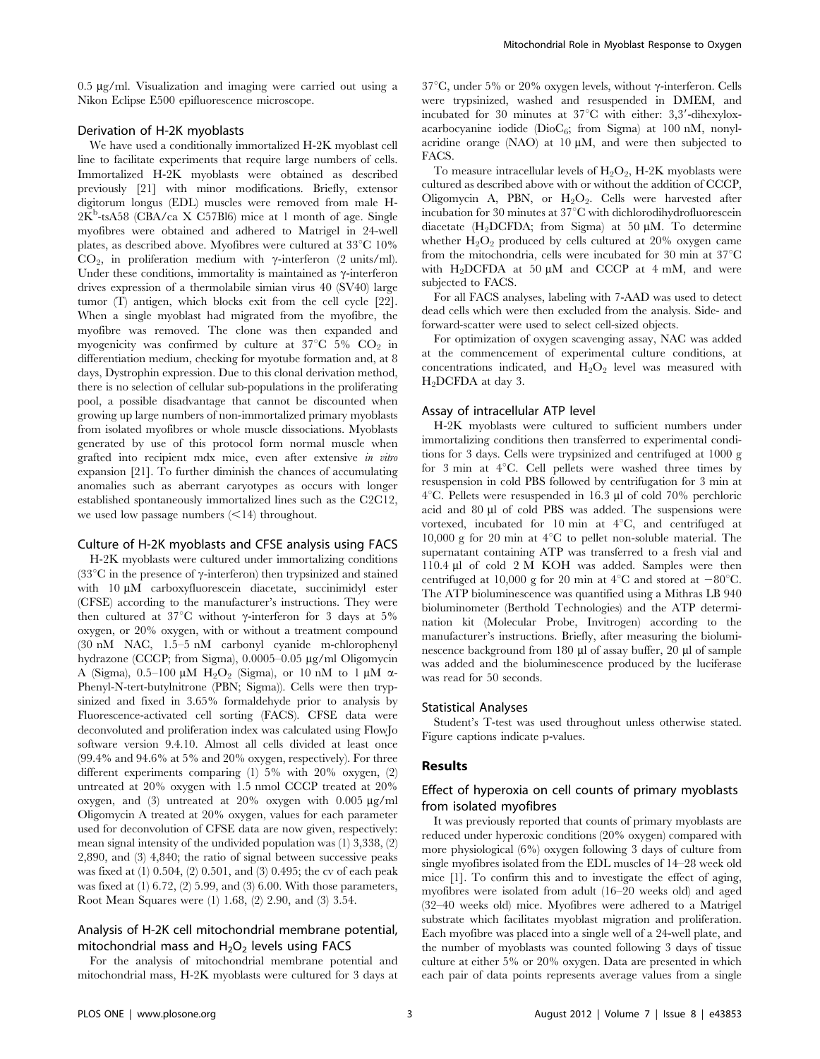0.5 μg/ml. Visualization and imaging were carried out using a Nikon Eclipse E500 epifluorescence microscope.

### Derivation of H-2K myoblasts

We have used a conditionally immortalized H-2K myoblast cell line to facilitate experiments that require large numbers of cells. Immortalized H-2K myoblasts were obtained as described previously [21] with minor modifications. Briefly, extensor digitorum longus (EDL) muscles were removed from male H-$2K^b$-tsA58 (CBA/ca X C57Bl6) mice at 1 month of age. Single myofibres were obtained and adhered to Matrigel in 24-well plates, as described above. Myofibres were cultured at 33°C 10% $CO_2$, in proliferation medium with γ-interferon (2 units/ml). Under these conditions, immortality is maintained as γ-interferon drives expression of a thermolabile simian virus 40 (SV40) large tumor (T) antigen, which blocks exit from the cell cycle [22]. When a single myoblast had migrated from the myofibre, the myofibre was removed. The clone was then expanded and myogenicity was confirmed by culture at 37°C 5% $CO_2$ in differentiation medium, checking for myotube formation and, at 8 days, Dystrophin expression. Due to this clonal derivation method, there is no selection of cellular sub-populations in the proliferating pool, a possible disadvantage that cannot be discounted when growing up large numbers of non-immortalized primary myoblasts from isolated myofibres or whole muscle dissociations. Myoblasts generated by use of this protocol form normal muscle when grafted into recipient mdx mice, even after extensive *in vitro* expansion [21]. To further diminish the chances of accumulating anomalies such as aberrant caryotypes as occurs with longer established spontaneously immortalized lines such as the C2C12, we used low passage numbers (<14) throughout.

### Culture of H-2K myoblasts and CFSE analysis using FACS

H-2K myoblasts were cultured under immortalizing conditions (33°C in the presence of γ-interferon) then trypsinized and stained with 10 μM carboxyfluorescein diacetate, succinimidyl ester (CFSE) according to the manufacturer's instructions. They were then cultured at 37°C without γ-interferon for 3 days at 5% oxygen, or 20% oxygen, with or without a treatment compound (30 nM NAC, 1.5–5 nM carbonyl cyanide m-chlorophenyl hydrazone (CCCP; from Sigma), 0.0005–0.05 μg/ml Oligomycin A (Sigma), 0.5–100 μM $H_2O_2$ (Sigma), or 10 nM to 1 μM α-Phenyl-N-tert-butylnitrone (PBN; Sigma)). Cells were then trypsinized and fixed in 3.65% formaldehyde prior to analysis by Fluorescence-activated cell sorting (FACS). CFSE data were deconvoluted and proliferation index was calculated using FlowJo software version 9.4.10. Almost all cells divided at least once (99.4% and 94.6% at 5% and 20% oxygen, respectively). For three different experiments comparing (1) 5% with 20% oxygen, (2) untreated at 20% oxygen with 1.5 nmol CCCP treated at 20% oxygen, and (3) untreated at 20% oxygen with 0.005 μg/ml Oligomycin A treated at 20% oxygen, values for each parameter used for deconvolution of CFSE data are now given, respectively: mean signal intensity of the undivided population was (1) 3,338, (2) 2,890, and (3) 4,840; the ratio of signal between successive peaks was fixed at (1) 0.504, (2) 0.501, and (3) 0.495; the cv of each peak was fixed at (1) 6.72, (2) 5.99, and (3) 6.00. With those parameters, Root Mean Squares were (1) 1.68, (2) 2.90, and (3) 3.54.

### Analysis of H-2K cell mitochondrial membrane potential, mitochondrial mass and $H_2O_2$ levels using FACS

For the analysis of mitochondrial membrane potential and mitochondrial mass, H-2K myoblasts were cultured for 3 days at 37°C, under 5% or 20% oxygen levels, without γ-interferon. Cells were trypsinized, washed and resuspended in DMEM, and incubated for 30 minutes at 37°C with either: 3,3′-dihexyloxacarbocyanine iodide ($DioC_6$; from Sigma) at 100 nM, nonylacridine orange (NAO) at 10 μM, and were then subjected to FACS.

To measure intracellular levels of $H_2O_2$, H-2K myoblasts were cultured as described above with or without the addition of CCCP, Oligomycin A, PBN, or $H_2O_2$. Cells were harvested after incubation for 30 minutes at 37°C with dichlorodihydrofluorescein diacetate ($H_2DCFDA$; from Sigma) at 50 μM. To determine whether $H_2O_2$ produced by cells cultured at 20% oxygen came from the mitochondria, cells were incubated for 30 min at 37°C with $H_2DCFDA$ at 50 μM and CCCP at 4 mM, and were subjected to FACS.

For all FACS analyses, labeling with 7-AAD was used to detect dead cells which were then excluded from the analysis. Side- and forward-scatter were used to select cell-sized objects.

For optimization of oxygen scavenging assay, NAC was added at the commencement of experimental culture conditions, at concentrations indicated, and $H_2O_2$ level was measured with $H_2DCFDA$ at day 3.

### Assay of intracellular ATP level

H-2K myoblasts were cultured to sufficient numbers under immortalizing conditions then transferred to experimental conditions for 3 days. Cells were trypsinized and centrifuged at 1000 g for 3 min at 4°C. Cell pellets were washed three times by resuspension in cold PBS followed by centrifugation for 3 min at 4°C. Pellets were resuspended in 16.3 μl of cold 70% perchloric acid and 80 μl of cold PBS was added. The suspensions were vortexed, incubated for 10 min at 4°C, and centrifuged at 10,000 g for 20 min at 4°C to pellet non-soluble material. The supernatant containing ATP was transferred to a fresh vial and 110.4 μl of cold 2 M KOH was added. Samples were then centrifuged at 10,000 g for 20 min at 4°C and stored at −80°C. The ATP bioluminescence was quantified using a Mithras LB 940 bioluminometer (Berthold Technologies) and the ATP determination kit (Molecular Probe, Invitrogen) according to the manufacturer's instructions. Briefly, after measuring the bioluminescence background from 180 μl of assay buffer, 20 μl of sample was added and the bioluminescence produced by the luciferase was read for 50 seconds.

### Statistical Analyses

Student's T-test was used throughout unless otherwise stated. Figure captions indicate p-values.

## Results

### Effect of hyperoxia on cell counts of primary myoblasts from isolated myofibres

It was previously reported that counts of primary myoblasts are reduced under hyperoxic conditions (20% oxygen) compared with more physiological (6%) oxygen following 3 days of culture from single myofibres isolated from the EDL muscles of 14–28 week old mice [1]. To confirm this and to investigate the effect of aging, myofibres were isolated from adult (16–20 weeks old) and aged (32–40 weeks old) mice. Myofibres were adhered to a Matrigel substrate which facilitates myoblast migration and proliferation. Each myofibre was placed into a single well of a 24-well plate, and the number of myoblasts was counted following 3 days of tissue culture at either 5% or 20% oxygen. Data are presented in which each pair of data points represents average values from a single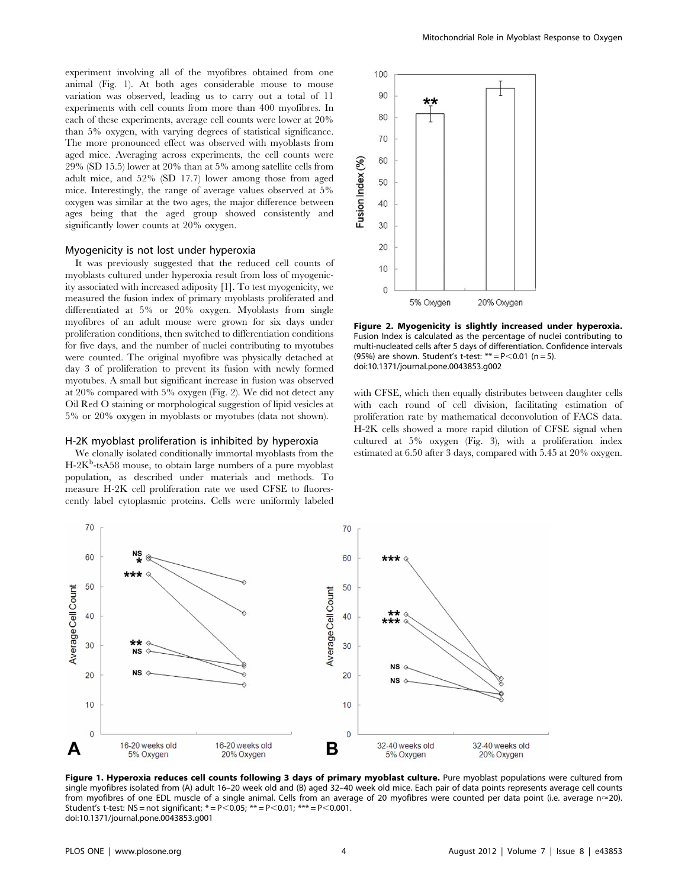experiment involving all of the myofibres obtained from one animal (Fig. 1). At both ages considerable mouse to mouse variation was observed, leading us to carry out a total of 11 experiments with cell counts from more than 400 myofibres. In each of these experiments, average cell counts were lower at 20% than 5% oxygen, with varying degrees of statistical significance. The more pronounced effect was observed with myoblasts from aged mice. Averaging across experiments, the cell counts were 29% (SD 15.5) lower at 20% than at 5% among satellite cells from adult mice, and 52% (SD 17.7) lower among those from aged mice. Interestingly, the range of average values observed at 5% oxygen was similar at the two ages, the major difference between ages being that the aged group showed consistently and significantly lower counts at 20% oxygen.

## Myogenicity is not lost under hyperoxia

It was previously suggested that the reduced cell counts of myoblasts cultured under hyperoxia result from loss of myogenicity associated with increased adiposity [1]. To test myogenicity, we measured the fusion index of primary myoblasts proliferated and differentiated at 5% or 20% oxygen. Myoblasts from single myofibres of an adult mouse were grown for six days under proliferation conditions, then switched to differentiation conditions for five days, and the number of nuclei contributing to myotubes were counted. The original myofibre was physically detached at day 3 of proliferation to prevent its fusion with newly formed myotubes. A small but significant increase in fusion was observed at 20% compared with 5% oxygen (Fig. 2). We did not detect any Oil Red O staining or morphological suggestion of lipid vesicles at 5% or 20% oxygen in myoblasts or myotubes (data not shown).

## H-2K myoblast proliferation is inhibited by hyperoxia

We clonally isolated conditionally immortal myoblasts from the H-2K$^{b}$-tsA58 mouse, to obtain large numbers of a pure myoblast population, as described under materials and methods. To measure H-2K cell proliferation rate we used CFSE to fluorescently label cytoplasmic proteins. Cells were uniformly labeled with CFSE, which then equally distributes between daughter cells with each round of cell division, facilitating estimation of proliferation rate by mathematical deconvolution of FACS data. H-2K cells showed a more rapid dilution of CFSE signal when cultured at 5% oxygen (Fig. 3), with a proliferation index estimated at 6.50 after 3 days, compared with 5.45 at 20% oxygen.

**Figure 2. Myogenicity is slightly increased under hyperoxia.** Fusion Index is calculated as the percentage of nuclei contributing to multi-nucleated cells after 5 days of differentiation. Confidence intervals (95%) are shown. Student's t-test: ** = P<0.01 (n = 5).
doi:10.1371/journal.pone.0043853.g002

**Figure 1. Hyperoxia reduces cell counts following 3 days of primary myoblast culture.** Pure myoblast populations were cultured from single myofibres isolated from (A) adult 16–20 week old and (B) aged 32–40 week old mice. Each pair of data points represents average cell counts from myofibres of one EDL muscle of a single animal. Cells from an average of 20 myofibres were counted per data point (i.e. average n≈20). Student's t-test: NS = not significant; * = P<0.05; ** = P<0.01; *** = P<0.001.
doi:10.1371/journal.pone.0043853.g001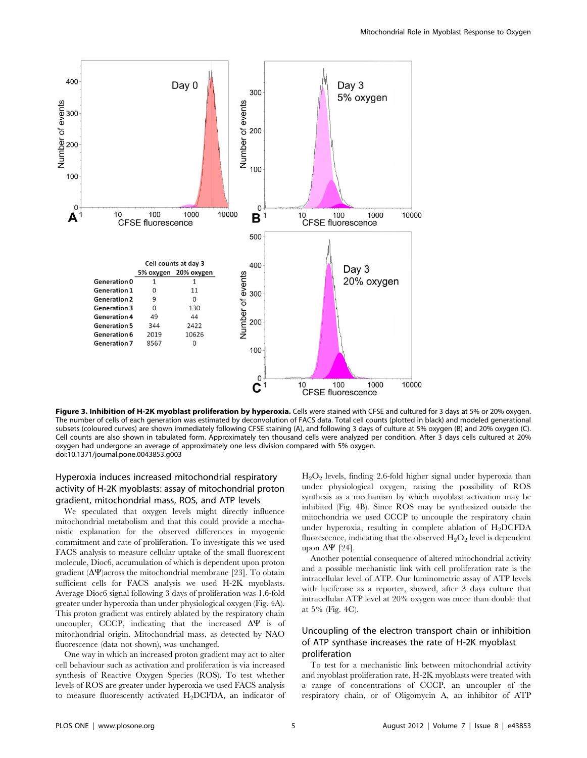| | Cell counts at day 3 | |
|---|---|---|
| | 5% oxygen | 20% oxygen |
| Generation 0 | 1 | 1 |
| Generation 1 | 0 | 11 |
| Generation 2 | 9 | 0 |
| Generation 3 | 0 | 130 |
| Generation 4 | 49 | 44 |
| Generation 5 | 344 | 2422 |
| Generation 6 | 2019 | 10626 |
| Generation 7 | 8567 | 0 |

**Figure 3. Inhibition of H-2K myoblast proliferation by hyperoxia.** Cells were stained with CFSE and cultured for 3 days at 5% or 20% oxygen. The number of cells of each generation was estimated by deconvolution of FACS data. Total cell counts (plotted in black) and modeled generational subsets (coloured curves) are shown immediately following CFSE staining (A), and following 3 days of culture at 5% oxygen (B) and 20% oxygen (C). Cell counts are also shown in tabulated form. Approximately ten thousand cells were analyzed per condition. After 3 days cells cultured at 20% oxygen had undergone an average of approximately one less division compared with 5% oxygen.
doi:10.1371/journal.pone.0043853.g003

### Hyperoxia induces increased mitochondrial respiratory activity of H-2K myoblasts: assay of mitochondrial proton gradient, mitochondrial mass, ROS, and ATP levels

We speculated that oxygen levels might directly influence mitochondrial metabolism and that this could provide a mechanistic explanation for the observed differences in myogenic commitment and rate of proliferation. To investigate this we used FACS analysis to measure cellular uptake of the small fluorescent molecule, Dioc6, accumulation of which is dependent upon proton gradient ($\Delta\Psi$)across the mitochondrial membrane [23]. To obtain sufficient cells for FACS analysis we used H-2K myoblasts. Average Dioc6 signal following 3 days of proliferation was 1.6-fold greater under hyperoxia than under physiological oxygen (Fig. 4A). This proton gradient was entirely ablated by the respiratory chain uncoupler, CCCP, indicating that the increased $\Delta\Psi$ is of mitochondrial origin. Mitochondrial mass, as detected by NAO fluorescence (data not shown), was unchanged.

One way in which an increased proton gradient may act to alter cell behaviour such as activation and proliferation is via increased synthesis of Reactive Oxygen Species (ROS). To test whether levels of ROS are greater under hyperoxia we used FACS analysis to measure fluorescently activated $H_2$DCFDA, an indicator of $H_2O_2$ levels, finding 2.6-fold higher signal under hyperoxia than under physiological oxygen, raising the possibility of ROS synthesis as a mechanism by which myoblast activation may be inhibited (Fig. 4B). Since ROS may be synthesized outside the mitochondria we used CCCP to uncouple the respiratory chain under hyperoxia, resulting in complete ablation of $H_2$DCFDA fluorescence, indicating that the observed $H_2O_2$ level is dependent upon $\Delta\Psi$ [24].

Another potential consequence of altered mitochondrial activity and a possible mechanistic link with cell proliferation rate is the intracellular level of ATP. Our luminometric assay of ATP levels with luciferase as a reporter, showed, after 3 days culture that intracellular ATP level at 20% oxygen was more than double that at 5% (Fig. 4C).

### Uncoupling of the electron transport chain or inhibition of ATP synthase increases the rate of H-2K myoblast proliferation

To test for a mechanistic link between mitochondrial activity and myoblast proliferation rate, H-2K myoblasts were treated with a range of concentrations of CCCP, an uncoupler of the respiratory chain, or of Oligomycin A, an inhibitor of ATP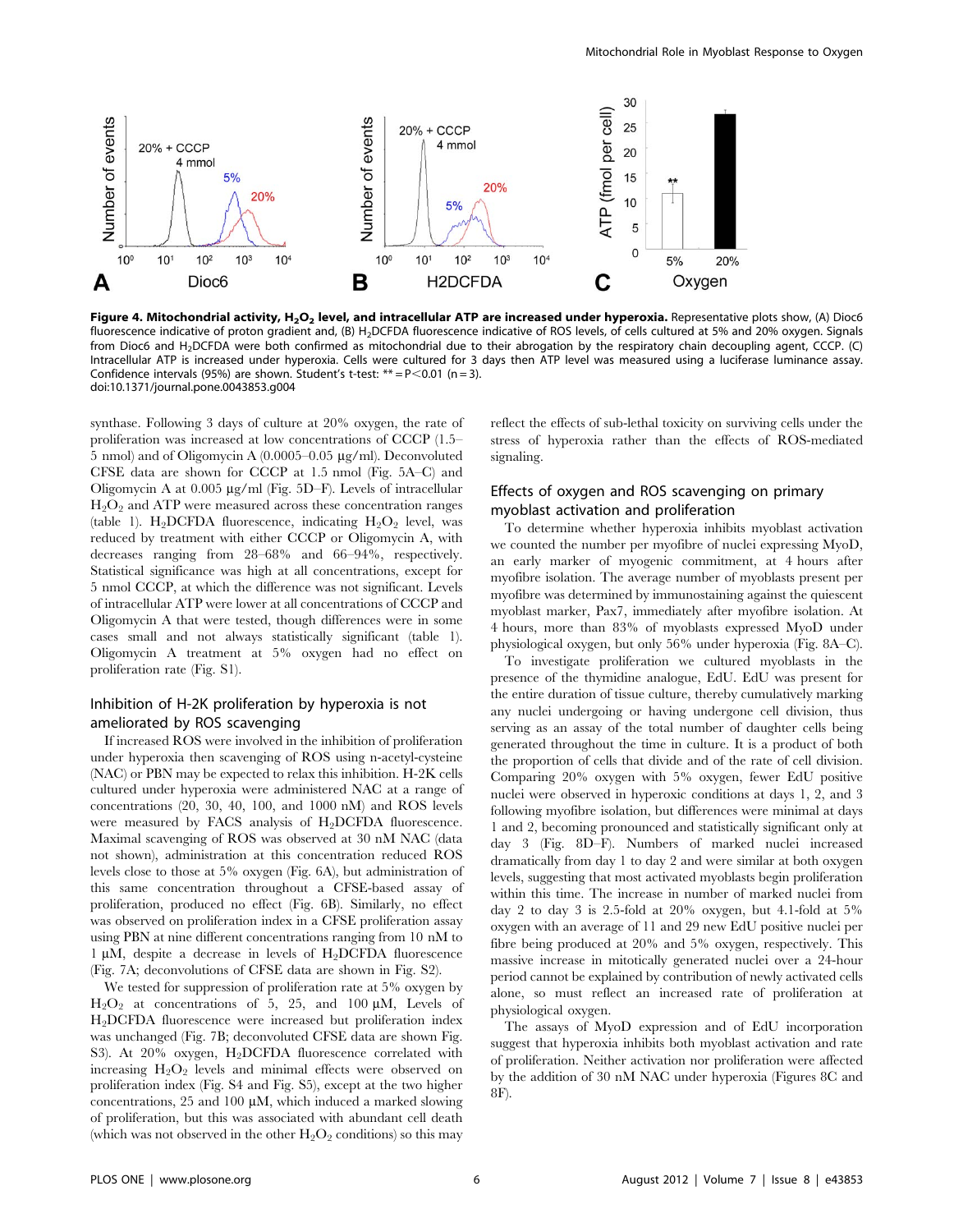**Figure 4. Mitochondrial activity, $H_2O_2$ level, and intracellular ATP are increased under hyperoxia.** Representative plots show, (A) Dioc6 fluorescence indicative of proton gradient and, (B) $H_2$DCFDA fluorescence indicative of ROS levels, of cells cultured at 5% and 20% oxygen. Signals from Dioc6 and $H_2$DCFDA were both confirmed as mitochondrial due to their abrogation by the respiratory chain decoupling agent, CCCP. (C) Intracellular ATP is increased under hyperoxia. Cells were cultured for 3 days then ATP level was measured using a luciferase luminance assay. Confidence intervals (95%) are shown. Student's t-test: ** = $P<0.01$ (n = 3).
doi:10.1371/journal.pone.0043853.g004

synthase. Following 3 days of culture at 20% oxygen, the rate of proliferation was increased at low concentrations of CCCP (1.5–5 nmol) and of Oligomycin A (0.0005–0.05 µg/ml). Deconvoluted CFSE data are shown for CCCP at 1.5 nmol (Fig. 5A–C) and Oligomycin A at 0.005 µg/ml (Fig. 5D–F). Levels of intracellular $H_2O_2$ and ATP were measured across these concentration ranges (table 1). $H_2$DCFDA fluorescence, indicating $H_2O_2$ level, was reduced by treatment with either CCCP or Oligomycin A, with decreases ranging from 28–68% and 66–94%, respectively. Statistical significance was high at all concentrations, except for 5 nmol CCCP, at which the difference was not significant. Levels of intracellular ATP were lower at all concentrations of CCCP and Oligomycin A that were tested, though differences were in some cases small and not always statistically significant (table 1). Oligomycin A treatment at 5% oxygen had no effect on proliferation rate (Fig. S1).

## Inhibition of H-2K proliferation by hyperoxia is not ameliorated by ROS scavenging

If increased ROS were involved in the inhibition of proliferation under hyperoxia then scavenging of ROS using n-acetyl-cysteine (NAC) or PBN may be expected to relax this inhibition. H-2K cells cultured under hyperoxia were administered NAC at a range of concentrations (20, 30, 40, 100, and 1000 nM) and ROS levels were measured by FACS analysis of $H_2$DCFDA fluorescence. Maximal scavenging of ROS was observed at 30 nM NAC (data not shown), administration at this concentration reduced ROS levels close to those at 5% oxygen (Fig. 6A), but administration of this same concentration throughout a CFSE-based assay of proliferation, produced no effect (Fig. 6B). Similarly, no effect was observed on proliferation index in a CFSE proliferation assay using PBN at nine different concentrations ranging from 10 nM to 1 µM, despite a decrease in levels of $H_2$DCFDA fluorescence (Fig. 7A; deconvolutions of CFSE data are shown in Fig. S2).

We tested for suppression of proliferation rate at 5% oxygen by $H_2O_2$ at concentrations of 5, 25, and 100 µM, Levels of $H_2$DCFDA fluorescence were increased but proliferation index was unchanged (Fig. 7B; deconvoluted CFSE data are shown Fig. S3). At 20% oxygen, $H_2$DCFDA fluorescence correlated with increasing $H_2O_2$ levels and minimal effects were observed on proliferation index (Fig. S4 and Fig. S5), except at the two higher concentrations, 25 and 100 µM, which induced a marked slowing of proliferation, but this was associated with abundant cell death (which was not observed in the other $H_2O_2$ conditions) so this may reflect the effects of sub-lethal toxicity on surviving cells under the stress of hyperoxia rather than the effects of ROS-mediated signaling.

## Effects of oxygen and ROS scavenging on primary myoblast activation and proliferation

To determine whether hyperoxia inhibits myoblast activation we counted the number per myofibre of nuclei expressing MyoD, an early marker of myogenic commitment, at 4 hours after myofibre isolation. The average number of myoblasts present per myofibre was determined by immunostaining against the quiescent myoblast marker, Pax7, immediately after myofibre isolation. At 4 hours, more than 83% of myoblasts expressed MyoD under physiological oxygen, but only 56% under hyperoxia (Fig. 8A–C).

To investigate proliferation we cultured myoblasts in the presence of the thymidine analogue, EdU. EdU was present for the entire duration of tissue culture, thereby cumulatively marking any nuclei undergoing or having undergone cell division, thus serving as an assay of the total number of daughter cells being generated throughout the time in culture. It is a product of both the proportion of cells that divide and of the rate of cell division. Comparing 20% oxygen with 5% oxygen, fewer EdU positive nuclei were observed in hyperoxic conditions at days 1, 2, and 3 following myofibre isolation, but differences were minimal at days 1 and 2, becoming pronounced and statistically significant only at day 3 (Fig. 8D–F). Numbers of marked nuclei increased dramatically from day 1 to day 2 and were similar at both oxygen levels, suggesting that most activated myoblasts begin proliferation within this time. The increase in number of marked nuclei from day 2 to day 3 is 2.5-fold at 20% oxygen, but 4.1-fold at 5% oxygen with an average of 11 and 29 new EdU positive nuclei per fibre being produced at 20% and 5% oxygen, respectively. This massive increase in mitotically generated nuclei over a 24-hour period cannot be explained by contribution of newly activated cells alone, so must reflect an increased rate of proliferation at physiological oxygen.

The assays of MyoD expression and of EdU incorporation suggest that hyperoxia inhibits both myoblast activation and rate of proliferation. Neither activation nor proliferation were affected by the addition of 30 nM NAC under hyperoxia (Figures 8C and 8F).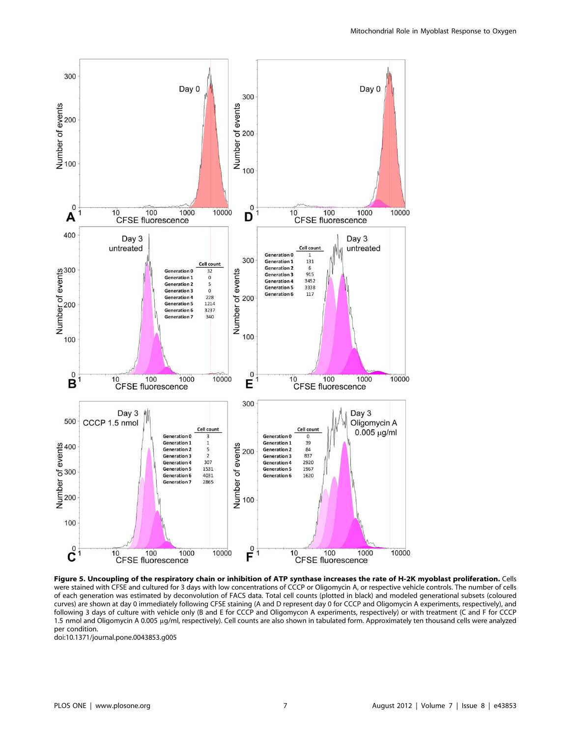**Figure 5. Uncoupling of the respiratory chain or inhibition of ATP synthase increases the rate of H-2K myoblast proliferation.** Cells were stained with CFSE and cultured for 3 days with low concentrations of CCCP or Oligomycin A, or respective vehicle controls. The number of cells of each generation was estimated by deconvolution of FACS data. Total cell counts (plotted in black) and modeled generational subsets (coloured curves) are shown at day 0 immediately following CFSE staining (A and D represent day 0 for CCCP and Oligomycin A experiments, respectively), and following 3 days of culture with vehicle only (B and E for CCCP and Oligomycon A experiments, respectively) or with treatment (C and F for CCCP 1.5 nmol and Oligomycin A 0.005 µg/ml, respectively). Cell counts are also shown in tabulated form. Approximately ten thousand cells were analyzed per condition.

doi:10.1371/journal.pone.0043853.g005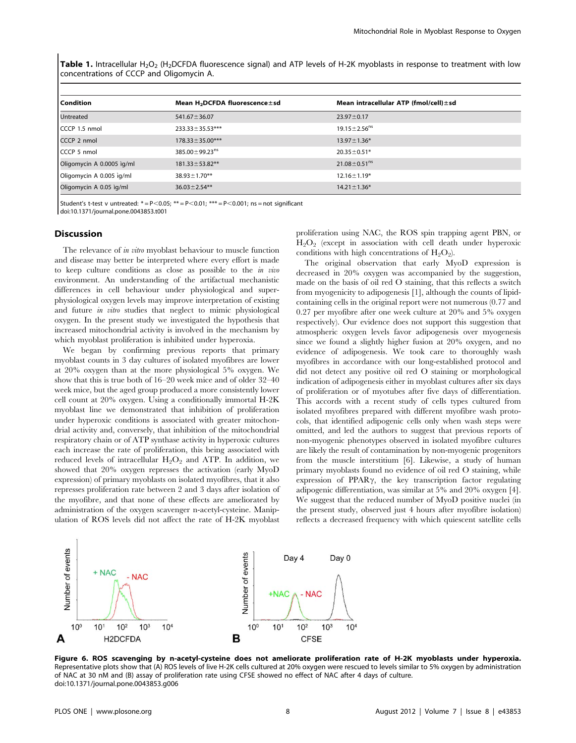**Table 1.** Intracellular $H_2O_2$ ($H_2DCFDA$ fluorescence signal) and ATP levels of H-2K myoblasts in response to treatment with low concentrations of CCCP and Oligomycin A.

| Condition | Mean $H_2DCFDA$ fluorescence±sd | Mean intracellular ATP (fmol/cell)±sd |
|---|---|---|
| Untreated | 541.67±36.07 | 23.97±0.17 |
| CCCP 1.5 nmol | 233.33±35.53*** | 19.15±2.56$^{ns}$ |
| CCCP 2 nmol | 178.33±35.00*** | 13.97±1.36* |
| CCCP 5 nmol | 385.00±99.23$^{ns}$ | 20.35±0.51* |
| Oligomycin A 0.0005 ìg/ml | 181.33±53.82** | 21.08±0.51$^{ns}$ |
| Oligomycin A 0.005 ìg/ml | 38.93±1.70** | 12.16±1.19* |
| Oligomycin A 0.05 ìg/ml | 36.03±2.54** | 14.21±1.36* |

Student's t-test v untreated: * = $P<0.05$; ** = $P<0.01$; *** = $P<0.001$; ns = not significant
doi:10.1371/journal.pone.0043853.t001

## Discussion

The relevance of *in vitro* myoblast behaviour to muscle function and disease may better be interpreted where every effort is made to keep culture conditions as close as possible to the *in vivo* environment. An understanding of the artifactual mechanistic differences in cell behaviour under physiological and super-physiological oxygen levels may improve interpretation of existing and future *in vitro* studies that neglect to mimic physiological oxygen. In the present study we investigated the hypothesis that increased mitochondrial activity is involved in the mechanism by which myoblast proliferation is inhibited under hyperoxia.

We began by confirming previous reports that primary myoblast counts in 3 day cultures of isolated myofibres are lower at 20% oxygen than at the more physiological 5% oxygen. We show that this is true both of 16–20 week mice and of older 32–40 week mice, but the aged group produced a more consistently lower cell count at 20% oxygen. Using a conditionally immortal H-2K myoblast line we demonstrated that inhibition of proliferation under hyperoxic conditions is associated with greater mitochondrial activity and, conversely, that inhibition of the mitochondrial respiratory chain or of ATP synthase activity in hyperoxic cultures each increase the rate of proliferation, this being associated with reduced levels of intracellular $H_2O_2$ and ATP. In addition, we showed that 20% oxygen represses the activation (early MyoD expression) of primary myoblasts on isolated myofibres, that it also represses proliferation rate between 2 and 3 days after isolation of the myofibre, and that none of these effects are ameliorated by administration of the oxygen scavenger n-acetyl-cysteine. Manipulation of ROS levels did not affect the rate of H-2K myoblast proliferation using NAC, the ROS spin trapping agent PBN, or $H_2O_2$ (except in association with cell death under hyperoxic conditions with high concentrations of $H_2O_2$).

The original observation that early MyoD expression is decreased in 20% oxygen was accompanied by the suggestion, made on the basis of oil red O staining, that this reflects a switch from myogenicity to adipogenesis [1], although the counts of lipid-containing cells in the original report were not numerous (0.77 and 0.27 per myofibre after one week culture at 20% and 5% oxygen respectively). Our evidence does not support this suggestion that atmospheric oxygen levels favor adipogenesis over myogenesis since we found a slightly higher fusion at 20% oxygen, and no evidence of adipogenesis. We took care to thoroughly wash myofibres in accordance with our long-established protocol and did not detect any positive oil red O staining or morphological indication of adipogenesis either in myoblast cultures after six days of proliferation or of myotubes after five days of differentiation. This accords with a recent study of cells types cultured from isolated myofibres prepared with different myofibre wash protocols, that identified adipogenic cells only when wash steps were omitted, and led the authors to suggest that previous reports of non-myogenic phenotypes observed in isolated myofibre cultures are likely the result of contamination by non-myogenic progenitors from the muscle interstitium [6]. Likewise, a study of human primary myoblasts found no evidence of oil red O staining, while expression of PPARγ, the key transcription factor regulating adipogenic differentiation, was similar at 5% and 20% oxygen [4]. We suggest that the reduced number of MyoD positive nuclei (in the present study, observed just 4 hours after myofibre isolation) reflects a decreased frequency with which quiescent satellite cells

**Figure 6. ROS scavenging by n-acetyl-cysteine does not ameliorate proliferation rate of H-2K myoblasts under hyperoxia.** Representative plots show that (A) ROS levels of live H-2K cells cultured at 20% oxygen were rescued to levels similar to 5% oxygen by administration of NAC at 30 nM and (B) assay of proliferation rate using CFSE showed no effect of NAC after 4 days of culture.
doi:10.1371/journal.pone.0043853.g006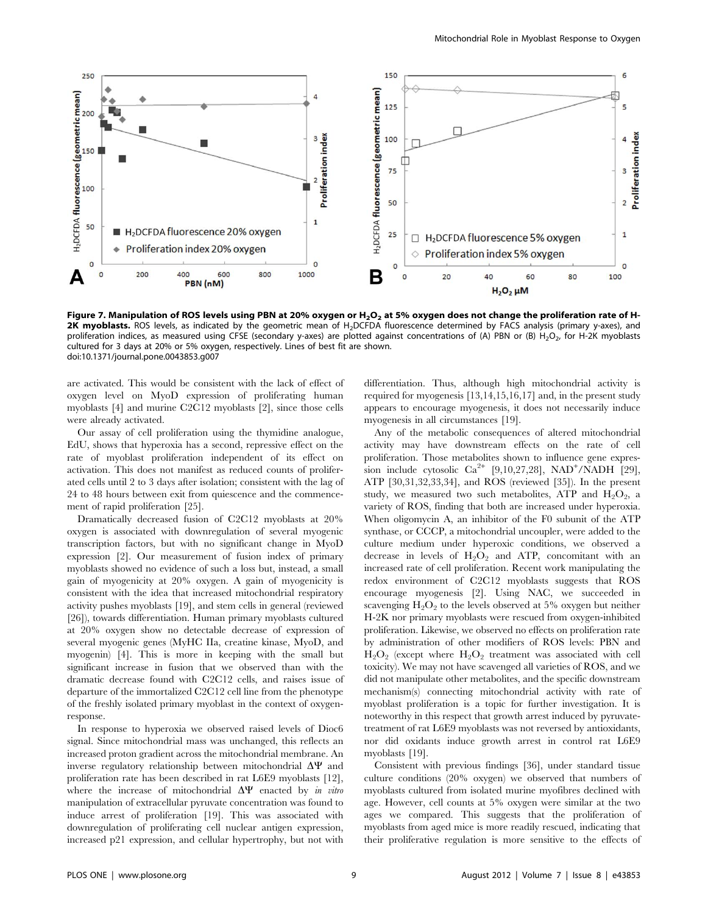**Figure 7. Manipulation of ROS levels using PBN at 20% oxygen or $H_2O_2$ at 5% oxygen does not change the proliferation rate of H-2K myoblasts.** ROS levels, as indicated by the geometric mean of $H_2$DCFDA fluorescence determined by FACS analysis (primary y-axes), and proliferation indices, as measured using CFSE (secondary y-axes) are plotted against concentrations of (A) PBN or (B) $H_2O_2$, for H-2K myoblasts cultured for 3 days at 20% or 5% oxygen, respectively. Lines of best fit are shown.
doi:10.1371/journal.pone.0043853.g007

are activated. This would be consistent with the lack of effect of oxygen level on MyoD expression of proliferating human myoblasts [4] and murine C2C12 myoblasts [2], since those cells were already activated.

Our assay of cell proliferation using the thymidine analogue, EdU, shows that hyperoxia has a second, repressive effect on the rate of myoblast proliferation independent of its effect on activation. This does not manifest as reduced counts of proliferated cells until 2 to 3 days after isolation; consistent with the lag of 24 to 48 hours between exit from quiescence and the commencement of rapid proliferation [25].

Dramatically decreased fusion of C2C12 myoblasts at 20% oxygen is associated with downregulation of several myogenic transcription factors, but with no significant change in MyoD expression [2]. Our measurement of fusion index of primary myoblasts showed no evidence of such a loss but, instead, a small gain of myogenicity at 20% oxygen. A gain of myogenicity is consistent with the idea that increased mitochondrial respiratory activity pushes myoblasts [19], and stem cells in general (reviewed [26]), towards differentiation. Human primary myoblasts cultured at 20% oxygen show no detectable decrease of expression of several myogenic genes (MyHC IIa, creatine kinase, MyoD, and myogenin) [4]. This is more in keeping with the small but significant increase in fusion that we observed than with the dramatic decrease found with C2C12 cells, and raises issue of departure of the immortalized C2C12 cell line from the phenotype of the freshly isolated primary myoblast in the context of oxygen-response.

In response to hyperoxia we observed raised levels of Dioc6 signal. Since mitochondrial mass was unchanged, this reflects an increased proton gradient across the mitochondrial membrane. An inverse regulatory relationship between mitochondrial $\Delta\Psi$ and proliferation rate has been described in rat L6E9 myoblasts [12], where the increase of mitochondrial $\Delta\Psi$ enacted by *in vitro* manipulation of extracellular pyruvate concentration was found to induce arrest of proliferation [19]. This was associated with downregulation of proliferating cell nuclear antigen expression, increased p21 expression, and cellular hypertrophy, but not with differentiation. Thus, although high mitochondrial activity is required for myogenesis [13,14,15,16,17] and, in the present study appears to encourage myogenesis, it does not necessarily induce myogenesis in all circumstances [19].

Any of the metabolic consequences of altered mitochondrial activity may have downstream effects on the rate of cell proliferation. Those metabolites shown to influence gene expression include cytosolic $Ca^{2+}$ [9,10,27,28], $NAD^+$/NADH [29], ATP [30,31,32,33,34], and ROS (reviewed [35]). In the present study, we measured two such metabolites, ATP and $H_2O_2$, a variety of ROS, finding that both are increased under hyperoxia. When oligomycin A, an inhibitor of the F0 subunit of the ATP synthase, or CCCP, a mitochondrial uncoupler, were added to the culture medium under hyperoxic conditions, we observed a decrease in levels of $H_2O_2$ and ATP, concomitant with an increased rate of cell proliferation. Recent work manipulating the redox environment of C2C12 myoblasts suggests that ROS encourage myogenesis [2]. Using NAC, we succeeded in scavenging $H_2O_2$ to the levels observed at 5% oxygen but neither H-2K nor primary myoblasts were rescued from oxygen-inhibited proliferation. Likewise, we observed no effects on proliferation rate by administration of other modifiers of ROS levels: PBN and $H_2O_2$ (except where $H_2O_2$ treatment was associated with cell toxicity). We may not have scavenged all varieties of ROS, and we did not manipulate other metabolites, and the specific downstream mechanism(s) connecting mitochondrial activity with rate of myoblast proliferation is a topic for further investigation. It is noteworthy in this respect that growth arrest induced by pyruvate-treatment of rat L6E9 myoblasts was not reversed by antioxidants, nor did oxidants induce growth arrest in control rat L6E9 myoblasts [19].

Consistent with previous findings [36], under standard tissue culture conditions (20% oxygen) we observed that numbers of myoblasts cultured from isolated murine myofibres declined with age. However, cell counts at 5% oxygen were similar at the two ages we compared. This suggests that the proliferation of myoblasts from aged mice is more readily rescued, indicating that their proliferative regulation is more sensitive to the effects of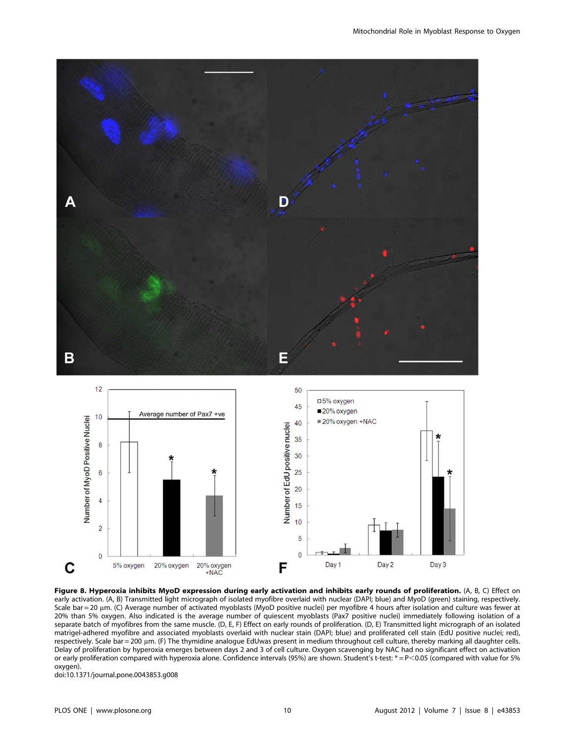**Figure 8. Hyperoxia inhibits MyoD expression during early activation and inhibits early rounds of proliferation.** (A, B, C) Effect on early activation. (A, B) Transmitted light micrograph of isolated myofibre overlaid with nuclear (DAPI; blue) and MyoD (green) staining, respectively. Scale bar = 20 μm. (C) Average number of activated myoblasts (MyoD positive nuclei) per myofibre 4 hours after isolation and culture was fewer at 20% than 5% oxygen. Also indicated is the average number of quiescent myoblasts (Pax7 positive nuclei) immediately following isolation of a separate batch of myofibres from the same muscle. (D, E, F) Effect on early rounds of proliferation. (D, E) Transmitted light micrograph of an isolated matrigel-adhered myofibre and associated myoblasts overlaid with nuclear stain (DAPI; blue) and proliferated cell stain (EdU positive nuclei; red), respectively. Scale bar = 200 μm. (F) The thymidine analogue EdUwas present in medium throughout cell culture, thereby marking all daughter cells. Delay of proliferation by hyperoxia emerges between days 2 and 3 of cell culture. Oxygen scavenging by NAC had no significant effect on activation or early proliferation compared with hyperoxia alone. Confidence intervals (95%) are shown. Student's t-test: * = $P<0.05$ (compared with value for 5% oxygen).

doi:10.1371/journal.pone.0043853.g008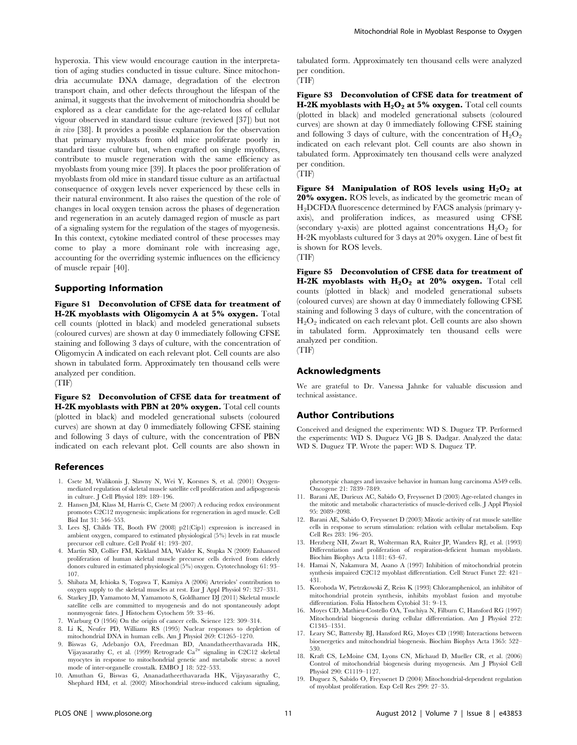hyperoxia. This view would encourage caution in the interpretation of aging studies conducted in tissue culture. Since mitochondria accumulate DNA damage, degradation of the electron transport chain, and other defects throughout the lifespan of the animal, it suggests that the involvement of mitochondria should be explored as a clear candidate for the age-related loss of cellular vigour observed in standard tissue culture (reviewed [37]) but not *in vivo* [38]. It provides a possible explanation for the observation that primary myoblasts from old mice proliferate poorly in standard tissue culture but, when engrafted on single myofibres, contribute to muscle regeneration with the same efficiency as myoblasts from young mice [39]. It places the poor proliferation of myoblasts from old mice in standard tissue culture as an artifactual consequence of oxygen levels never experienced by these cells in their natural environment. It also raises the question of the role of changes in local oxygen tension across the phases of degeneration and regeneration in an acutely damaged region of muscle as part of a signaling system for the regulation of the stages of myogenesis. In this context, cytokine mediated control of these processes may come to play a more dominant role with increasing age, accounting for the overriding systemic influences on the efficiency of muscle repair [40].

## Supporting Information

**Figure S1 Deconvolution of CFSE data for treatment of H-2K myoblasts with Oligomycin A at 5% oxygen.** Total cell counts (plotted in black) and modeled generational subsets (coloured curves) are shown at day 0 immediately following CFSE staining and following 3 days of culture, with the concentration of Oligomycin A indicated on each relevant plot. Cell counts are also shown in tabulated form. Approximately ten thousand cells were analyzed per condition.
(TIF)

**Figure S2 Deconvolution of CFSE data for treatment of H-2K myoblasts with PBN at 20% oxygen.** Total cell counts (plotted in black) and modeled generational subsets (coloured curves) are shown at day 0 immediately following CFSE staining and following 3 days of culture, with the concentration of PBN indicated on each relevant plot. Cell counts are also shown in tabulated form. Approximately ten thousand cells were analyzed per condition.
(TIF)

**Figure S3 Deconvolution of CFSE data for treatment of H-2K myoblasts with $H_2O_2$ at 5% oxygen.** Total cell counts (plotted in black) and modeled generational subsets (coloured curves) are shown at day 0 immediately following CFSE staining and following 3 days of culture, with the concentration of $H_2O_2$ indicated on each relevant plot. Cell counts are also shown in tabulated form. Approximately ten thousand cells were analyzed per condition.
(TIF)

**Figure S4 Manipulation of ROS levels using $H_2O_2$ at 20% oxygen.** ROS levels, as indicated by the geometric mean of $H_2$DCFDA fluorescence determined by FACS analysis (primary y-axis), and proliferation indices, as measured using CFSE (secondary y-axis) are plotted against concentrations $H_2O_2$ for H-2K myoblasts cultured for 3 days at 20% oxygen. Line of best fit is shown for ROS levels.
(TIF)

**Figure S5 Deconvolution of CFSE data for treatment of H-2K myoblasts with $H_2O_2$ at 20% oxygen.** Total cell counts (plotted in black) and modeled generational subsets (coloured curves) are shown at day 0 immediately following CFSE staining and following 3 days of culture, with the concentration of $H_2O_2$ indicated on each relevant plot. Cell counts are also shown in tabulated form. Approximately ten thousand cells were analyzed per condition.
(TIF)

## Acknowledgments

We are grateful to Dr. Vanessa Jahnke for valuable discussion and technical assistance.

## Author Contributions

Conceived and designed the experiments: WD S. Duguez TP. Performed the experiments: WD S. Duguez VG JB S. Dadgar. Analyzed the data: WD S. Duguez TP. Wrote the paper: WD S. Duguez TP.

## References

1. Csete M, Walikonis J, Slawny N, Wei Y, Korsnes S, et al. (2001) Oxygen-mediated regulation of skeletal muscle satellite cell proliferation and adipogenesis in culture. J Cell Physiol 189: 189–196.
2. Hansen JM, Klass M, Harris C, Csete M (2007) A reducing redox environment promotes C2C12 myogenesis: implications for regeneration in aged muscle. Cell Biol Int 31: 546–553.
3. Lees SJ, Childs TE, Booth FW (2008) p21(Cip1) expression is increased in ambient oxygen, compared to estimated physiological (5%) levels in rat muscle precursor cell culture. Cell Prolif 41: 193–207.
4. Martin SD, Collier FM, Kirkland MA, Walder K, Stupka N (2009) Enhanced proliferation of human skeletal muscle precursor cells derived from elderly donors cultured in estimated physiological (5%) oxygen. Cytotechnology 61: 93–107.
5. Shibata M, Ichioka S, Togawa T, Kamiya A (2006) Arterioles' contribution to oxygen supply to the skeletal muscles at rest. Eur J Appl Physiol 97: 327–331.
6. Starkey JD, Yamamoto M, Yamamoto S, Goldhamer DJ (2011) Skeletal muscle satellite cells are committed to myogenesis and do not spontaneously adopt nonmyogenic fates. J Histochem Cytochem 59: 33–46.
7. Warburg O (1956) On the origin of cancer cells. Science 123: 309–314.
8. Li K, Neufer PD, Williams RS (1995) Nuclear responses to depletion of mitochondrial DNA in human cells. Am J Physiol 269: C1265–1270.
9. Biswas G, Adebanjo OA, Freedman BD, Anandatheerthavarada HK, Vijayasarathy C, et al. (1999) Retrograde $Ca^{2+}$ signaling in C2C12 skeletal myocytes in response to mitochondrial genetic and metabolic stress: a novel mode of inter-organelle crosstalk. EMBO J 18: 522–533.
10. Amuthan G, Biswas G, Ananadatheerthavarada HK, Vijayasarathy C, Shephard HM, et al. (2002) Mitochondrial stress-induced calcium signaling, phenotypic changes and invasive behavior in human lung carcinoma A549 cells. Oncogene 21: 7839–7849.
11. Barani AE, Durieux AC, Sabido O, Freyssenet D (2003) Age-related changes in the mitotic and metabolic characteristics of muscle-derived cells. J Appl Physiol 95: 2089–2098.
12. Barani AE, Sabido O, Freyssenet D (2003) Mitotic activity of rat muscle satellite cells in response to serum stimulation: relation with cellular metabolism. Exp Cell Res 283: 196–205.
13. Herzberg NH, Zwart R, Wolterman RA, Ruiter JP, Wanders RJ, et al. (1993) Differentiation and proliferation of respiration-deficient human myoblasts. Biochim Biophys Acta 1181: 63–67.
14. Hamai N, Nakamura M, Asano A (1997) Inhibition of mitochondrial protein synthesis impaired C2C12 myoblast differentiation. Cell Struct Funct 22: 421–431.
15. Korohoda W, Pietrzkowski Z, Reiss K (1993) Chloramphenicol, an inhibitor of mitochondrial protein synthesis, inhibits myoblast fusion and myotube differentiation. Folia Histochem Cytobiol 31: 9–13.
16. Moyes CD, Mathieu-Costello OA, Tsuchiya N, Filburn C, Hansford RG (1997) Mitochondrial biogenesis during cellular differentiation. Am J Physiol 272: C1345–1351.
17. Leary SC, Battersby BJ, Hansford RG, Moyes CD (1998) Interactions between bioenergetics and mitochondrial biogenesis. Biochim Biophys Acta 1365: 522–530.
18. Kraft CS, LeMoine CM, Lyons CN, Michaud D, Mueller CR, et al. (2006) Control of mitochondrial biogenesis during myogenesis. Am J Physiol Cell Physiol 290: C1119–1127.
19. Duguez S, Sabido O, Freyssenet D (2004) Mitochondrial-dependent regulation of myoblast proliferation. Exp Cell Res 299: 27–35.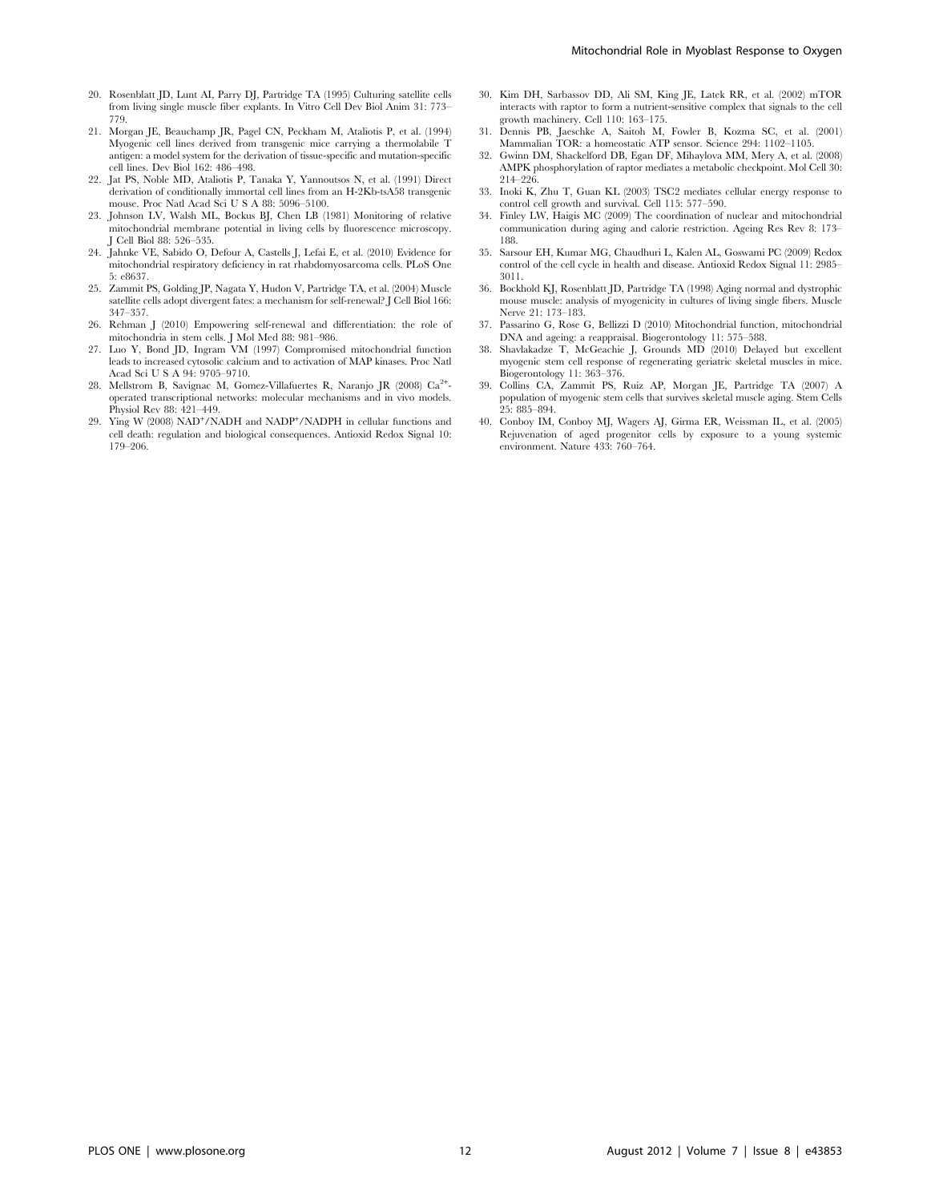20. Rosenblatt JD, Lunt AI, Parry DJ, Partridge TA (1995) Culturing satellite cells from living single muscle fiber explants. In Vitro Cell Dev Biol Anim 31: 773–779.
21. Morgan JE, Beauchamp JR, Pagel CN, Peckham M, Ataliotis P, et al. (1994) Myogenic cell lines derived from transgenic mice carrying a thermolabile T antigen: a model system for the derivation of tissue-specific and mutation-specific cell lines. Dev Biol 162: 486–498.
22. Jat PS, Noble MD, Ataliotis P, Tanaka Y, Yannoutsos N, et al. (1991) Direct derivation of conditionally immortal cell lines from an H-2Kb-tsA58 transgenic mouse. Proc Natl Acad Sci U S A 88: 5096–5100.
23. Johnson LV, Walsh ML, Bockus BJ, Chen LB (1981) Monitoring of relative mitochondrial membrane potential in living cells by fluorescence microscopy. J Cell Biol 88: 526–535.
24. Jahnke VE, Sabido O, Defour A, Castells J, Lefai E, et al. (2010) Evidence for mitochondrial respiratory deficiency in rat rhabdomyosarcoma cells. PLoS One 5: e8637.
25. Zammit PS, Golding JP, Nagata Y, Hudon V, Partridge TA, et al. (2004) Muscle satellite cells adopt divergent fates: a mechanism for self-renewal? J Cell Biol 166: 347–357.
26. Rehman J (2010) Empowering self-renewal and differentiation: the role of mitochondria in stem cells. J Mol Med 88: 981–986.
27. Luo Y, Bond JD, Ingram VM (1997) Compromised mitochondrial function leads to increased cytosolic calcium and to activation of MAP kinases. Proc Natl Acad Sci U S A 94: 9705–9710.
28. Mellstrom B, Savignac M, Gomez-Villafuertes R, Naranjo JR (2008) $Ca^{2+}$-operated transcriptional networks: molecular mechanisms and in vivo models. Physiol Rev 88: 421–449.
29. Ying W (2008) $NAD^+$/NADH and $NADP^+$/NADPH in cellular functions and cell death: regulation and biological consequences. Antioxid Redox Signal 10: 179–206.
30. Kim DH, Sarbassov DD, Ali SM, King JE, Latek RR, et al. (2002) mTOR interacts with raptor to form a nutrient-sensitive complex that signals to the cell growth machinery. Cell 110: 163–175.
31. Dennis PB, Jaeschke A, Saitoh M, Fowler B, Kozma SC, et al. (2001) Mammalian TOR: a homeostatic ATP sensor. Science 294: 1102–1105.
32. Gwinn DM, Shackelford DB, Egan DF, Mihaylova MM, Mery A, et al. (2008) AMPK phosphorylation of raptor mediates a metabolic checkpoint. Mol Cell 30: 214–226.
33. Inoki K, Zhu T, Guan KL (2003) TSC2 mediates cellular energy response to control cell growth and survival. Cell 115: 577–590.
34. Finley LW, Haigis MC (2009) The coordination of nuclear and mitochondrial communication during aging and calorie restriction. Ageing Res Rev 8: 173–188.
35. Sarsour EH, Kumar MG, Chaudhuri L, Kalen AL, Goswami PC (2009) Redox control of the cell cycle in health and disease. Antioxid Redox Signal 11: 2985–3011.
36. Bockhold KJ, Rosenblatt JD, Partridge TA (1998) Aging normal and dystrophic mouse muscle: analysis of myogenicity in cultures of living single fibers. Muscle Nerve 21: 173–183.
37. Passarino G, Rose G, Bellizzi D (2010) Mitochondrial function, mitochondrial DNA and ageing: a reappraisal. Biogerontology 11: 575–588.
38. Shavlakadze T, McGeachie J, Grounds MD (2010) Delayed but excellent myogenic stem cell response of regenerating geriatric skeletal muscles in mice. Biogerontology 11: 363–376.
39. Collins CA, Zammit PS, Ruiz AP, Morgan JE, Partridge TA (2007) A population of myogenic stem cells that survives skeletal muscle aging. Stem Cells 25: 885–894.
40. Conboy IM, Conboy MJ, Wagers AJ, Girma ER, Weissman IL, et al. (2005) Rejuvenation of aged progenitor cells by exposure to a young systemic environment. Nature 433: 760–764.